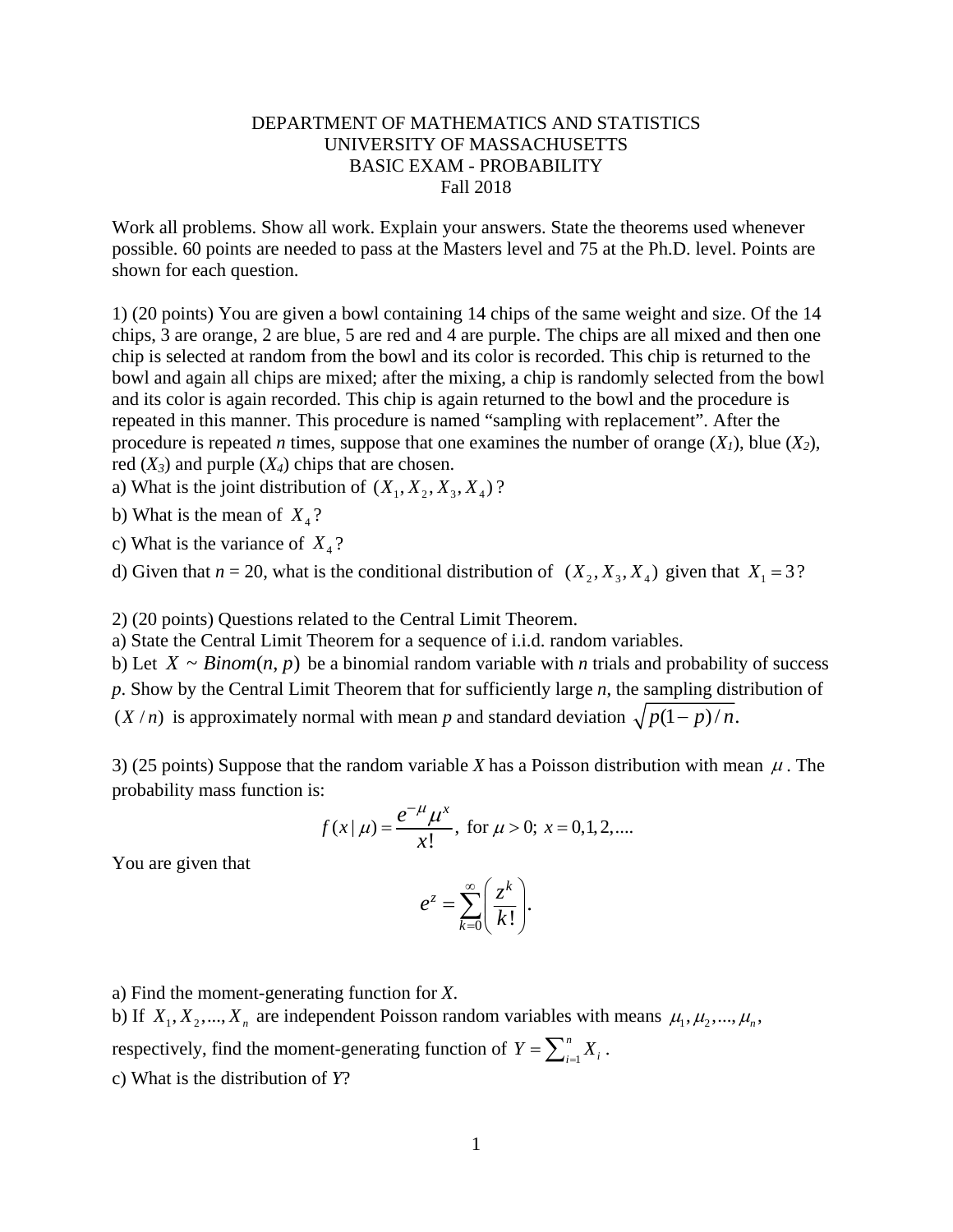DEPARTMENT OF MATHEMATICS AND STATISTICS
UNIVERSITY OF MASSACHUSETTS
BASIC EXAM - PROBABILITY
Fall 2018

Work all problems. Show all work. Explain your answers. State the theorems used whenever possible. 60 points are needed to pass at the Masters level and 75 at the Ph.D. level. Points are shown for each question.

1) (20 points) You are given a bowl containing 14 chips of the same weight and size. Of the 14 chips, 3 are orange, 2 are blue, 5 are red and 4 are purple. The chips are all mixed and then one chip is selected at random from the bowl and its color is recorded. This chip is returned to the bowl and again all chips are mixed; after the mixing, a chip is randomly selected from the bowl and its color is again recorded. This chip is again returned to the bowl and the procedure is repeated in this manner. This procedure is named "sampling with replacement". After the procedure is repeated *n* times, suppose that one examines the number of orange ($X_1$), blue ($X_2$), red ($X_3$) and purple ($X_4$) chips that are chosen.

a) What is the joint distribution of $(X_1, X_2, X_3, X_4)$?

b) What is the mean of $X_4$?

c) What is the variance of $X_4$?

d) Given that $n = 20$, what is the conditional distribution of $(X_2, X_3, X_4)$ given that $X_1 = 3$?

2) (20 points) Questions related to the Central Limit Theorem.

a) State the Central Limit Theorem for a sequence of i.i.d. random variables.

b) Let $X \sim Binom(n, p)$ be a binomial random variable with *n* trials and probability of success *p*. Show by the Central Limit Theorem that for sufficiently large *n*, the sampling distribution of $(X / n)$ is approximately normal with mean *p* and standard deviation $\sqrt{p(1-p)/n}$.

3) (25 points) Suppose that the random variable *X* has a Poisson distribution with mean $\mu$. The probability mass function is:

$$f(x \mid \mu) = \frac{e^{-\mu}\mu^x}{x!}, \text{ for } \mu > 0;\ x = 0,1,2,....$$

You are given that

$$e^z = \sum_{k=0}^{\infty}\left(\frac{z^k}{k!}\right).$$

a) Find the moment-generating function for *X*.

b) If $X_1, X_2, ..., X_n$ are independent Poisson random variables with means $\mu_1, \mu_2, ..., \mu_n$, respectively, find the moment-generating function of $Y = \sum_{i=1}^{n} X_i$.

c) What is the distribution of *Y*?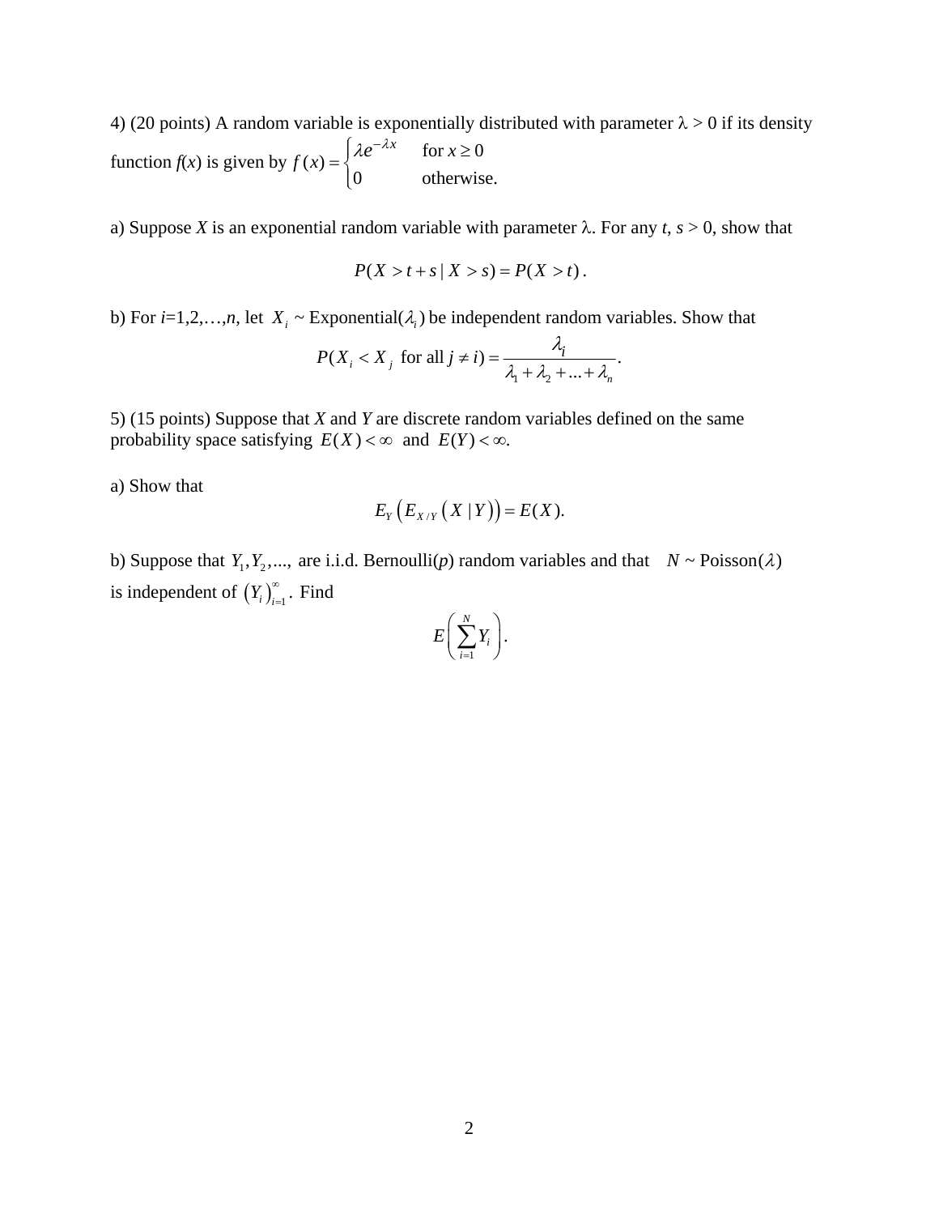4) (20 points) A random variable is exponentially distributed with parameter $\lambda > 0$ if its density function $f(x)$ is given by $f(x) = \begin{cases} \lambda e^{-\lambda x} & \text{for } x \geq 0 \\ 0 & \text{otherwise.} \end{cases}$

a) Suppose $X$ is an exponential random variable with parameter $\lambda$. For any $t$, $s > 0$, show that

$$P(X > t + s \mid X > s) = P(X > t).$$

b) For $i$=1,2,…,$n$, let $X_i$ ~ Exponential($\lambda_i$) be independent random variables. Show that

$$P(X_i < X_j \text{ for all } j \neq i) = \frac{\lambda_i}{\lambda_1 + \lambda_2 + ... + \lambda_n}.$$

5) (15 points) Suppose that $X$ and $Y$ are discrete random variables defined on the same probability space satisfying $E(X) < \infty$ and $E(Y) < \infty$.

a) Show that

$$E_Y\left(E_{X/Y}\left(X \mid Y\right)\right) = E(X).$$

b) Suppose that $Y_1, Y_2, ...,$ are i.i.d. Bernoulli($p$) random variables and that $N$ ~ Poisson($\lambda$) is independent of $\left(Y_i\right)_{i=1}^{\infty}$. Find

$$E\left(\sum_{i=1}^{N} Y_i\right).$$